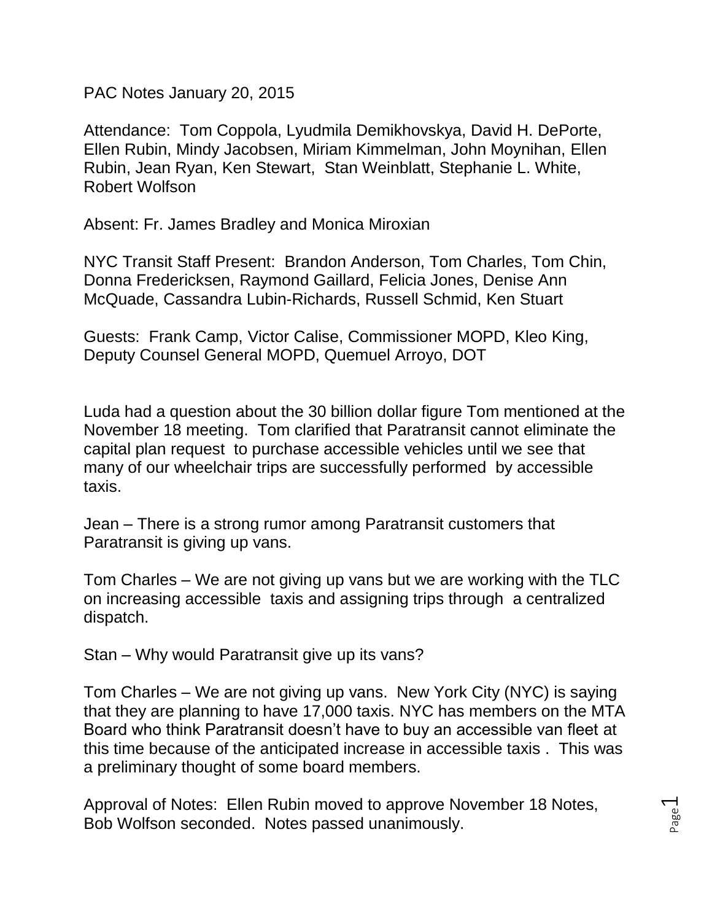PAC Notes January 20, 2015

Attendance: Tom Coppola, Lyudmila Demikhovskya, David H. DePorte, Ellen Rubin, Mindy Jacobsen, Miriam Kimmelman, John Moynihan, Ellen Rubin, Jean Ryan, Ken Stewart, Stan Weinblatt, Stephanie L. White, Robert Wolfson

Absent: Fr. James Bradley and Monica Miroxian

NYC Transit Staff Present: Brandon Anderson, Tom Charles, Tom Chin, Donna Fredericksen, Raymond Gaillard, Felicia Jones, Denise Ann McQuade, Cassandra Lubin-Richards, Russell Schmid, Ken Stuart

Guests: Frank Camp, Victor Calise, Commissioner MOPD, Kleo King, Deputy Counsel General MOPD, Quemuel Arroyo, DOT

Luda had a question about the 30 billion dollar figure Tom mentioned at the November 18 meeting. Tom clarified that Paratransit cannot eliminate the capital plan request to purchase accessible vehicles until we see that many of our wheelchair trips are successfully performed by accessible taxis.

Jean – There is a strong rumor among Paratransit customers that Paratransit is giving up vans.

Tom Charles – We are not giving up vans but we are working with the TLC on increasing accessible taxis and assigning trips through a centralized dispatch.

Stan – Why would Paratransit give up its vans?

Tom Charles – We are not giving up vans. New York City (NYC) is saying that they are planning to have 17,000 taxis. NYC has members on the MTA Board who think Paratransit doesn't have to buy an accessible van fleet at this time because of the anticipated increase in accessible taxis . This was a preliminary thought of some board members.

Approval of Notes: Ellen Rubin moved to approve November 18 Notes, Bob Wolfson seconded. Notes passed unanimously.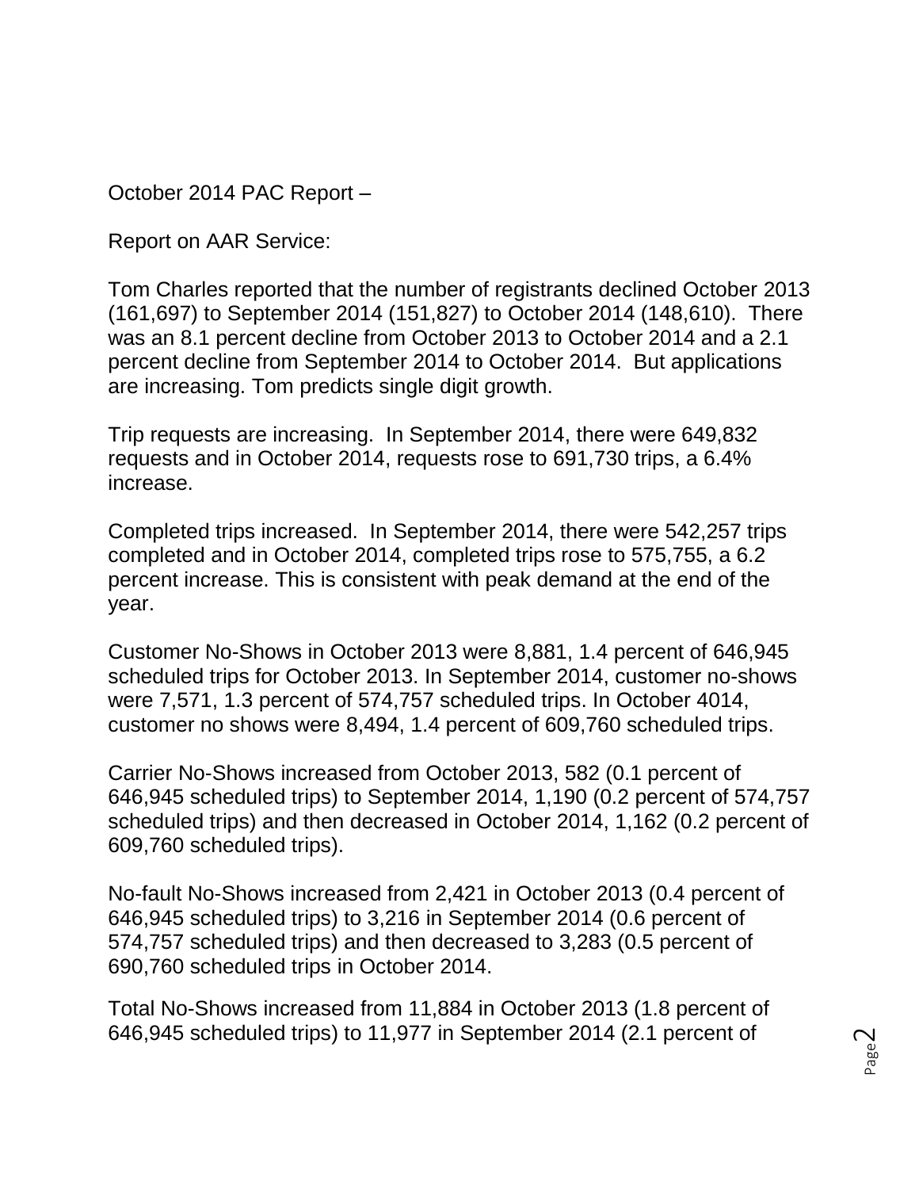October 2014 PAC Report –

Report on AAR Service:

Tom Charles reported that the number of registrants declined October 2013 (161,697) to September 2014 (151,827) to October 2014 (148,610). There was an 8.1 percent decline from October 2013 to October 2014 and a 2.1 percent decline from September 2014 to October 2014. But applications are increasing. Tom predicts single digit growth.

Trip requests are increasing. In September 2014, there were 649,832 requests and in October 2014, requests rose to 691,730 trips, a 6.4% increase.

Completed trips increased. In September 2014, there were 542,257 trips completed and in October 2014, completed trips rose to 575,755, a 6.2 percent increase. This is consistent with peak demand at the end of the year.

Customer No-Shows in October 2013 were 8,881, 1.4 percent of 646,945 scheduled trips for October 2013. In September 2014, customer no-shows were 7,571, 1.3 percent of 574,757 scheduled trips. In October 4014, customer no shows were 8,494, 1.4 percent of 609,760 scheduled trips.

Carrier No-Shows increased from October 2013, 582 (0.1 percent of 646,945 scheduled trips) to September 2014, 1,190 (0.2 percent of 574,757 scheduled trips) and then decreased in October 2014, 1,162 (0.2 percent of 609,760 scheduled trips).

No-fault No-Shows increased from 2,421 in October 2013 (0.4 percent of 646,945 scheduled trips) to 3,216 in September 2014 (0.6 percent of 574,757 scheduled trips) and then decreased to 3,283 (0.5 percent of 690,760 scheduled trips in October 2014.

Total No-Shows increased from 11,884 in October 2013 (1.8 percent of 646,945 scheduled trips) to 11,977 in September 2014 (2.1 percent of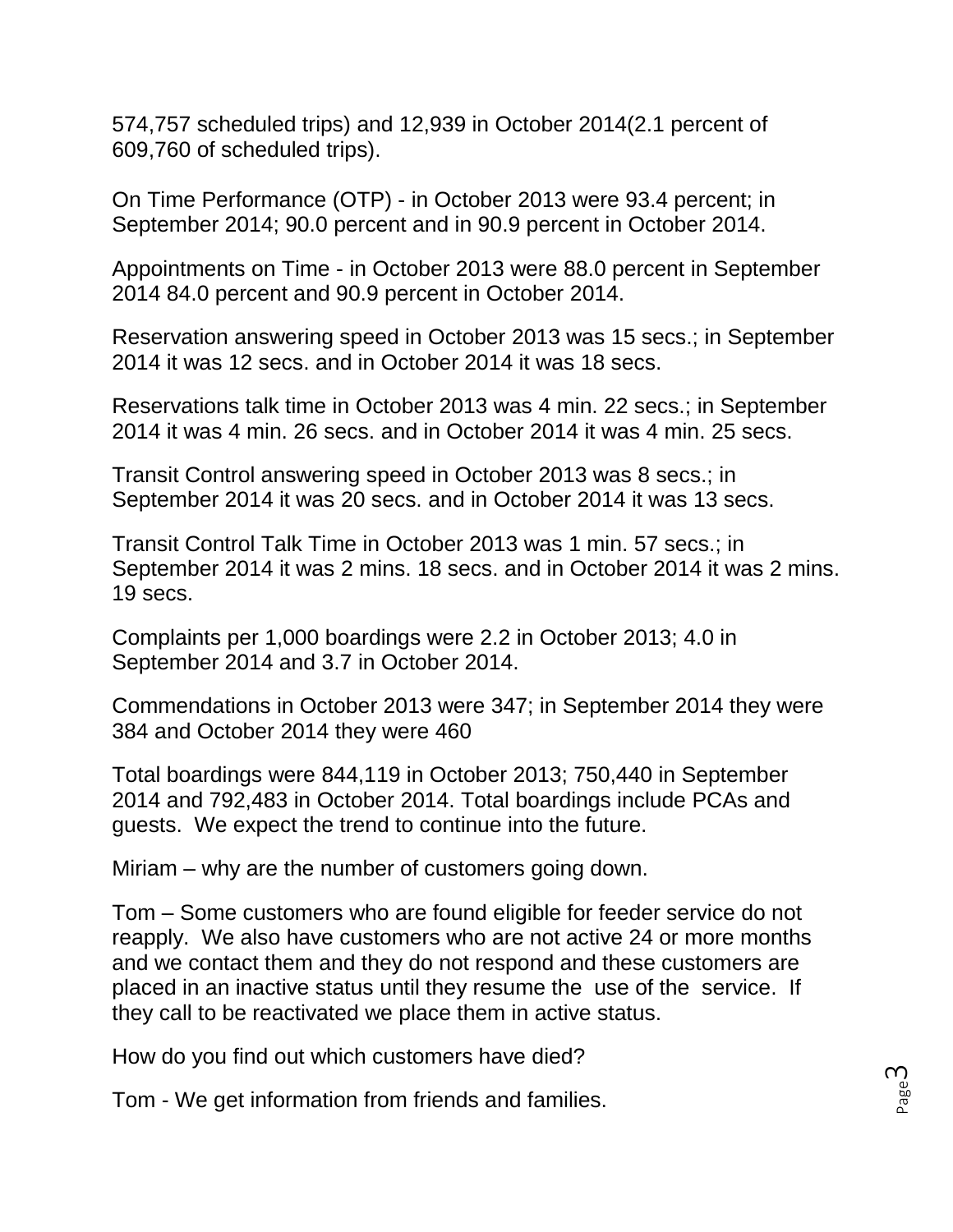574,757 scheduled trips) and 12,939 in October 2014(2.1 percent of 609,760 of scheduled trips).

On Time Performance (OTP) - in October 2013 were 93.4 percent; in September 2014; 90.0 percent and in 90.9 percent in October 2014.

Appointments on Time - in October 2013 were 88.0 percent in September 2014 84.0 percent and 90.9 percent in October 2014.

Reservation answering speed in October 2013 was 15 secs.; in September 2014 it was 12 secs. and in October 2014 it was 18 secs.

Reservations talk time in October 2013 was 4 min. 22 secs.; in September 2014 it was 4 min. 26 secs. and in October 2014 it was 4 min. 25 secs.

Transit Control answering speed in October 2013 was 8 secs.; in September 2014 it was 20 secs. and in October 2014 it was 13 secs.

Transit Control Talk Time in October 2013 was 1 min. 57 secs.; in September 2014 it was 2 mins. 18 secs. and in October 2014 it was 2 mins. 19 secs.

Complaints per 1,000 boardings were 2.2 in October 2013; 4.0 in September 2014 and 3.7 in October 2014.

Commendations in October 2013 were 347; in September 2014 they were 384 and October 2014 they were 460

Total boardings were 844,119 in October 2013; 750,440 in September 2014 and 792,483 in October 2014. Total boardings include PCAs and guests. We expect the trend to continue into the future.

Miriam – why are the number of customers going down.

Tom – Some customers who are found eligible for feeder service do not reapply. We also have customers who are not active 24 or more months and we contact them and they do not respond and these customers are placed in an inactive status until they resume the use of the service. If they call to be reactivated we place them in active status.

How do you find out which customers have died?

Tom - We get information from friends and families.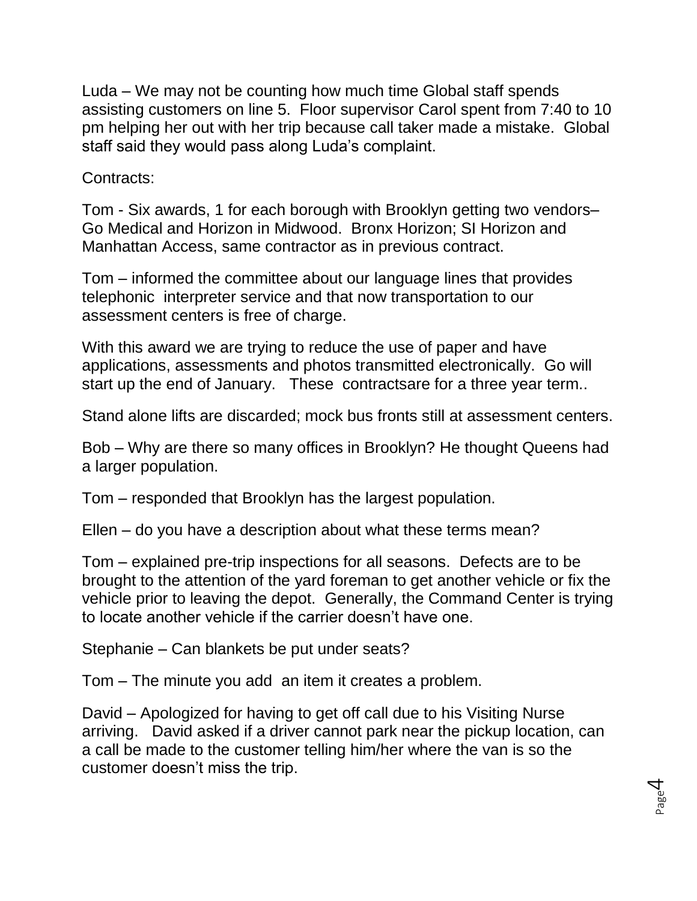Luda – We may not be counting how much time Global staff spends assisting customers on line 5. Floor supervisor Carol spent from 7:40 to 10 pm helping her out with her trip because call taker made a mistake. Global staff said they would pass along Luda's complaint.

Contracts:

Tom - Six awards, 1 for each borough with Brooklyn getting two vendors– Go Medical and Horizon in Midwood. Bronx Horizon; SI Horizon and Manhattan Access, same contractor as in previous contract.

Tom – informed the committee about our language lines that provides telephonic interpreter service and that now transportation to our assessment centers is free of charge.

With this award we are trying to reduce the use of paper and have applications, assessments and photos transmitted electronically. Go will start up the end of January. These contractsare for a three year term..

Stand alone lifts are discarded; mock bus fronts still at assessment centers.

Bob – Why are there so many offices in Brooklyn? He thought Queens had a larger population.

Tom – responded that Brooklyn has the largest population.

Ellen – do you have a description about what these terms mean?

Tom – explained pre-trip inspections for all seasons. Defects are to be brought to the attention of the yard foreman to get another vehicle or fix the vehicle prior to leaving the depot. Generally, the Command Center is trying to locate another vehicle if the carrier doesn't have one.

Stephanie – Can blankets be put under seats?

Tom – The minute you add an item it creates a problem.

David – Apologized for having to get off call due to his Visiting Nurse arriving. David asked if a driver cannot park near the pickup location, can a call be made to the customer telling him/her where the van is so the customer doesn't miss the trip.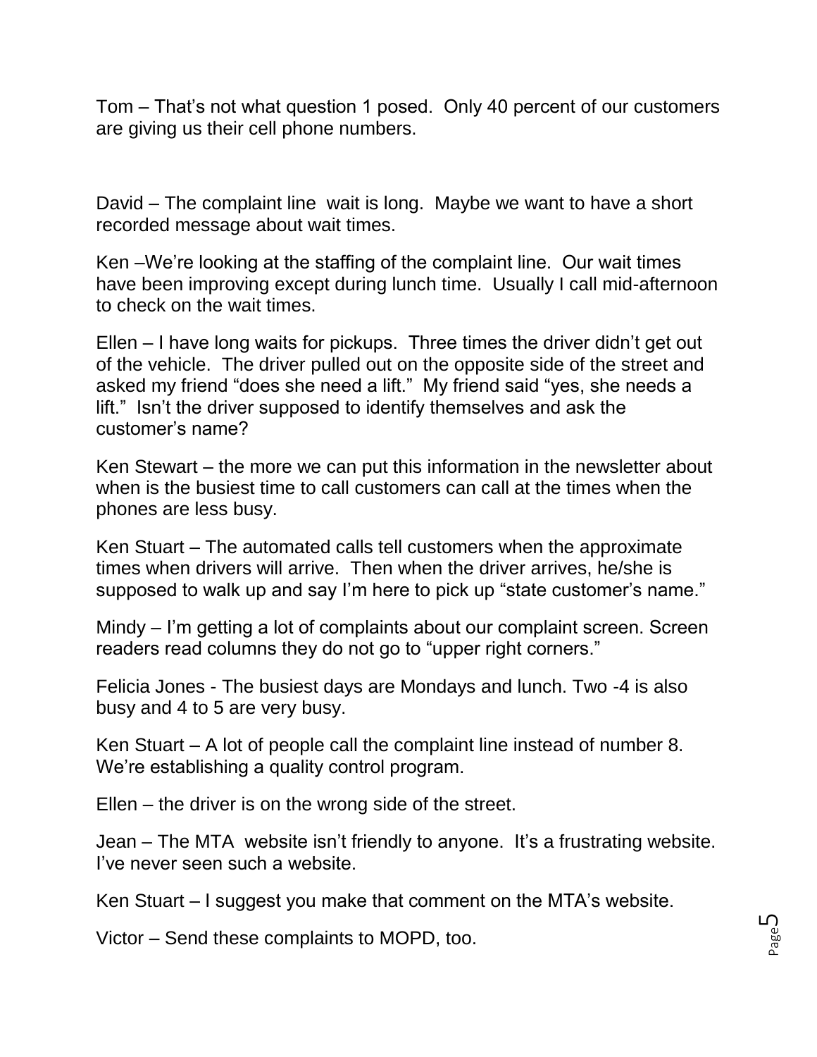Tom – That's not what question 1 posed. Only 40 percent of our customers are giving us their cell phone numbers.

David – The complaint line wait is long. Maybe we want to have a short recorded message about wait times.

Ken –We're looking at the staffing of the complaint line. Our wait times have been improving except during lunch time. Usually I call mid-afternoon to check on the wait times.

Ellen – I have long waits for pickups. Three times the driver didn't get out of the vehicle. The driver pulled out on the opposite side of the street and asked my friend "does she need a lift." My friend said "yes, she needs a lift." Isn't the driver supposed to identify themselves and ask the customer's name?

Ken Stewart – the more we can put this information in the newsletter about when is the busiest time to call customers can call at the times when the phones are less busy.

Ken Stuart – The automated calls tell customers when the approximate times when drivers will arrive. Then when the driver arrives, he/she is supposed to walk up and say I'm here to pick up "state customer's name."

Mindy – I'm getting a lot of complaints about our complaint screen. Screen readers read columns they do not go to "upper right corners."

Felicia Jones - The busiest days are Mondays and lunch. Two -4 is also busy and 4 to 5 are very busy.

Ken Stuart – A lot of people call the complaint line instead of number 8. We're establishing a quality control program.

Ellen – the driver is on the wrong side of the street.

Jean – The MTA website isn't friendly to anyone. It's a frustrating website. I've never seen such a website.

Ken Stuart – I suggest you make that comment on the MTA's website.

Victor – Send these complaints to MOPD, too.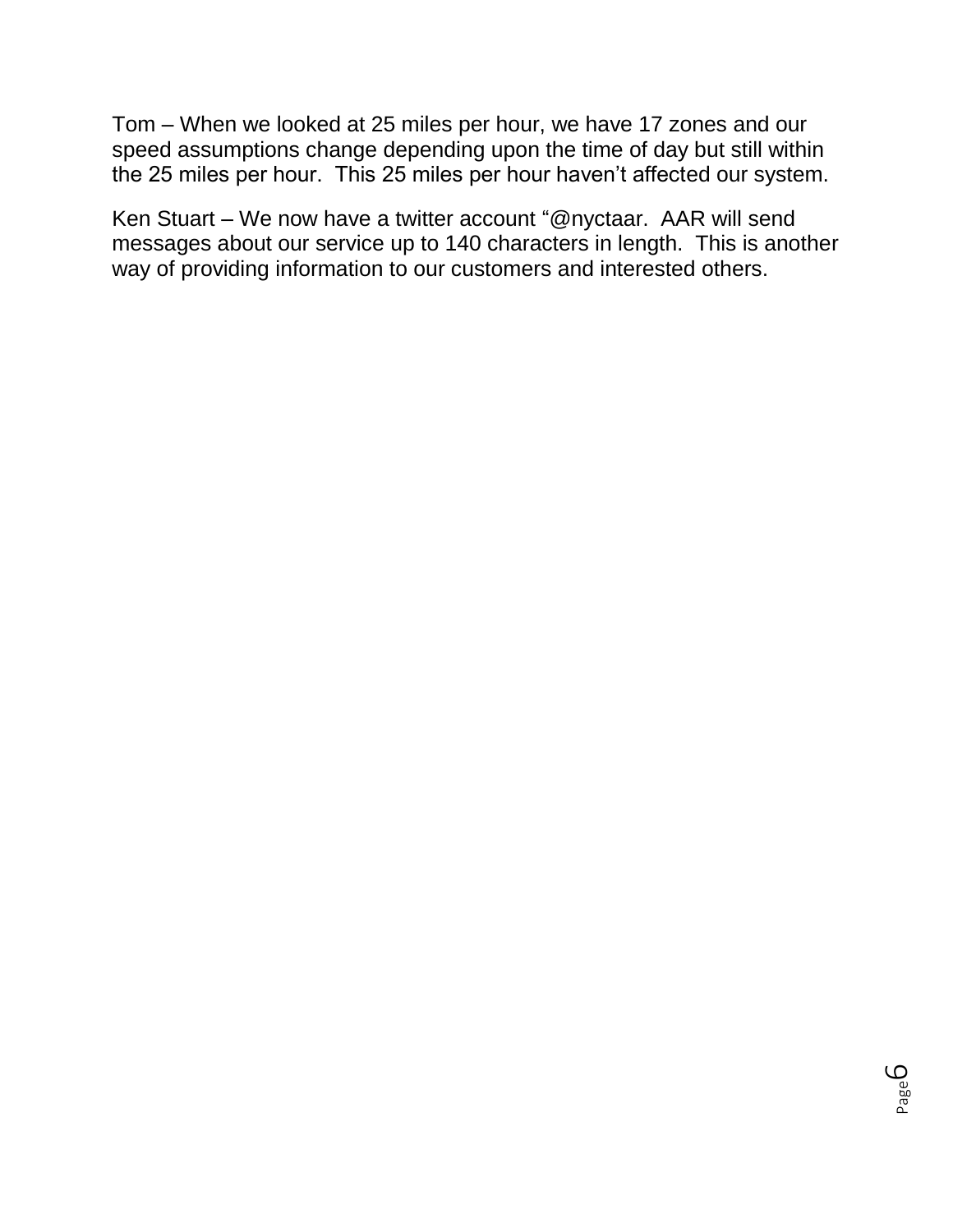Tom – When we looked at 25 miles per hour, we have 17 zones and our speed assumptions change depending upon the time of day but still within the 25 miles per hour.  This 25 miles per hour haven't affected our system.

Ken Stuart – We now have a twitter account "@nyctaar.  AAR will send messages about our service up to 140 characters in length.  This is another way of providing information to our customers and interested others.